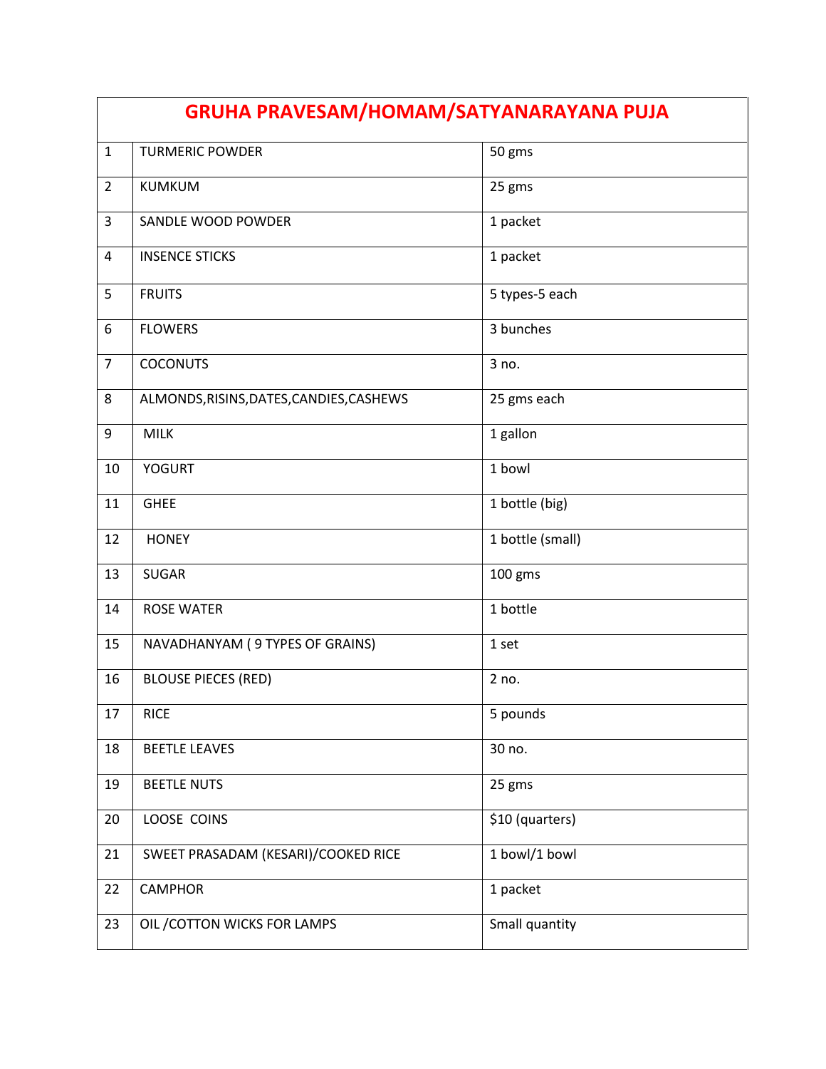| GRUHA PRAVESAM/HOMAM/SATYANARAYANA PUJA | | |
|---|---|---|
| 1 | TURMERIC POWDER | 50 gms |
| 2 | KUMKUM | 25 gms |
| 3 | SANDLE WOOD POWDER | 1 packet |
| 4 | INSENCE STICKS | 1 packet |
| 5 | FRUITS | 5 types-5 each |
| 6 | FLOWERS | 3 bunches |
| 7 | COCONUTS | 3 no. |
| 8 | ALMONDS,RISINS,DATES,CANDIES,CASHEWS | 25 gms each |
| 9 | MILK | 1 gallon |
| 10 | YOGURT | 1 bowl |
| 11 | GHEE | 1 bottle (big) |
| 12 | HONEY | 1 bottle (small) |
| 13 | SUGAR | 100 gms |
| 14 | ROSE WATER | 1 bottle |
| 15 | NAVADHANYAM ( 9 TYPES OF GRAINS) | 1 set |
| 16 | BLOUSE PIECES (RED) | 2 no. |
| 17 | RICE | 5 pounds |
| 18 | BEETLE LEAVES | 30 no. |
| 19 | BEETLE NUTS | 25 gms |
| 20 | LOOSE COINS | $10 (quarters) |
| 21 | SWEET PRASADAM (KESARI)/COOKED RICE | 1 bowl/1 bowl |
| 22 | CAMPHOR | 1 packet |
| 23 | OIL /COTTON WICKS FOR LAMPS | Small quantity |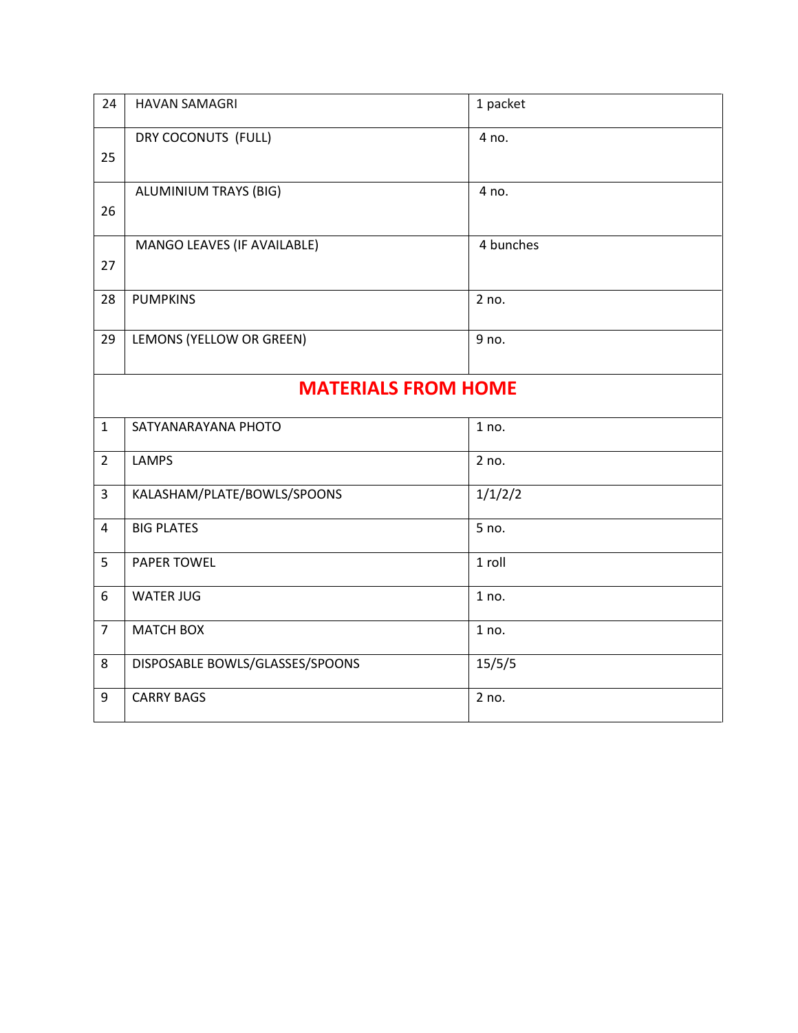| | | |
|---|---|---|
| 24 | HAVAN SAMAGRI | 1 packet |
| 25 | DRY COCONUTS (FULL) | 4 no. |
| 26 | ALUMINIUM TRAYS (BIG) | 4 no. |
| 27 | MANGO LEAVES (IF AVAILABLE) | 4 bunches |
| 28 | PUMPKINS | 2 no. |
| 29 | LEMONS (YELLOW OR GREEN) | 9 no. |

## MATERIALS FROM HOME

| | | |
|---|---|---|
| 1 | SATYANARAYANA PHOTO | 1 no. |
| 2 | LAMPS | 2 no. |
| 3 | KALASHAM/PLATE/BOWLS/SPOONS | 1/1/2/2 |
| 4 | BIG PLATES | 5 no. |
| 5 | PAPER TOWEL | 1 roll |
| 6 | WATER JUG | 1 no. |
| 7 | MATCH BOX | 1 no. |
| 8 | DISPOSABLE BOWLS/GLASSES/SPOONS | 15/5/5 |
| 9 | CARRY BAGS | 2 no. |